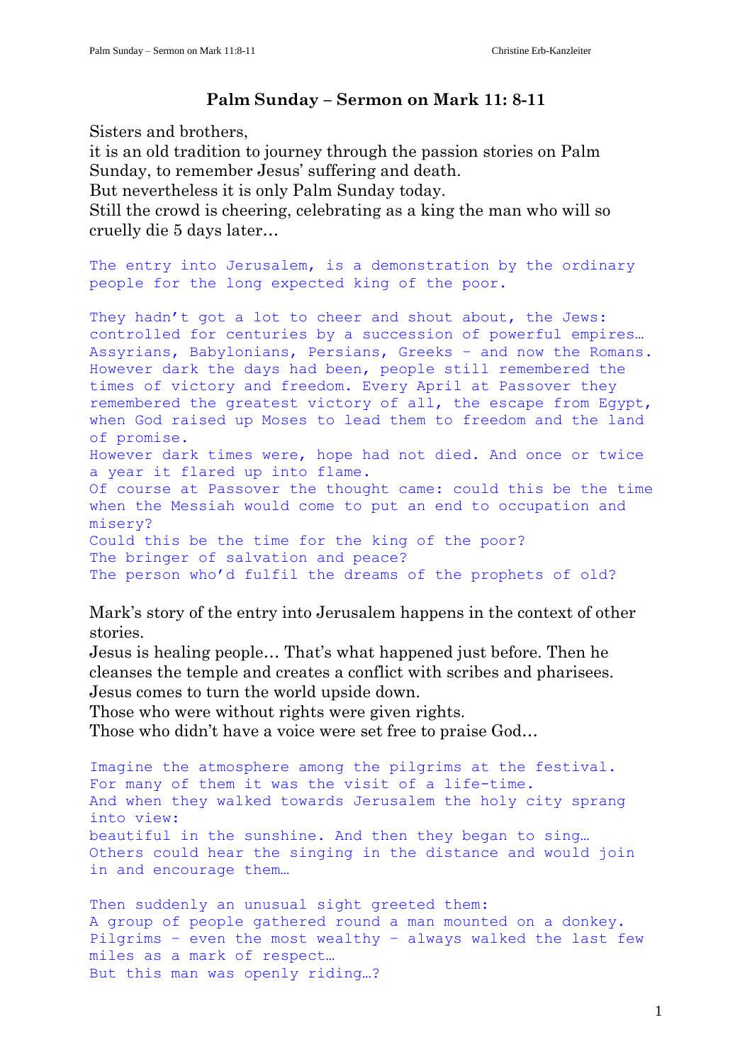# Palm Sunday – Sermon on Mark 11: 8-11

Sisters and brothers,
it is an old tradition to journey through the passion stories on Palm Sunday, to remember Jesus' suffering and death.
But nevertheless it is only Palm Sunday today.
Still the crowd is cheering, celebrating as a king the man who will so cruelly die 5 days later…

The entry into Jerusalem, is a demonstration by the ordinary people for the long expected king of the poor.

They hadn't got a lot to cheer and shout about, the Jews: controlled for centuries by a succession of powerful empires… Assyrians, Babylonians, Persians, Greeks – and now the Romans. However dark the days had been, people still remembered the times of victory and freedom. Every April at Passover they remembered the greatest victory of all, the escape from Egypt, when God raised up Moses to lead them to freedom and the land of promise.
However dark times were, hope had not died. And once or twice a year it flared up into flame.
Of course at Passover the thought came: could this be the time when the Messiah would come to put an end to occupation and misery?
Could this be the time for the king of the poor?
The bringer of salvation and peace?
The person who'd fulfil the dreams of the prophets of old?

Mark's story of the entry into Jerusalem happens in the context of other stories.
Jesus is healing people… That's what happened just before. Then he cleanses the temple and creates a conflict with scribes and pharisees.
Jesus comes to turn the world upside down.
Those who were without rights were given rights.
Those who didn't have a voice were set free to praise God…

Imagine the atmosphere among the pilgrims at the festival.
For many of them it was the visit of a life-time.
And when they walked towards Jerusalem the holy city sprang into view:
beautiful in the sunshine. And then they began to sing…
Others could hear the singing in the distance and would join in and encourage them…

Then suddenly an unusual sight greeted them:
A group of people gathered round a man mounted on a donkey.
Pilgrims – even the most wealthy – always walked the last few miles as a mark of respect…
But this man was openly riding…?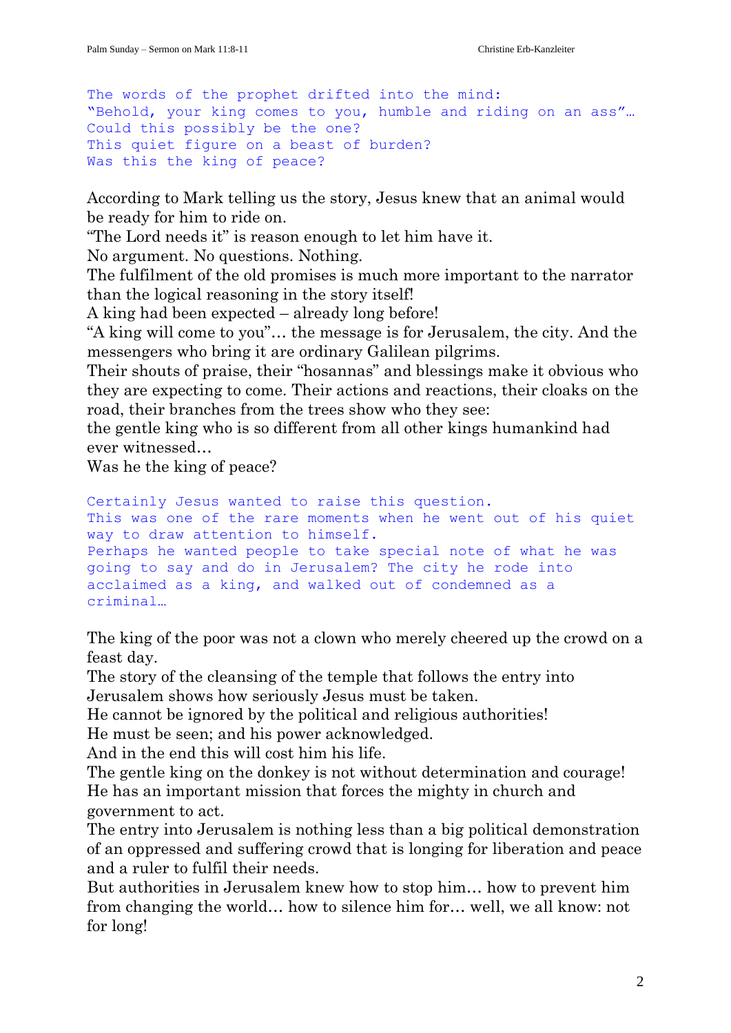The words of the prophet drifted into the mind:
"Behold, your king comes to you, humble and riding on an ass"…
Could this possibly be the one?
This quiet figure on a beast of burden?
Was this the king of peace?

According to Mark telling us the story, Jesus knew that an animal would be ready for him to ride on.
"The Lord needs it" is reason enough to let him have it.
No argument. No questions. Nothing.
The fulfilment of the old promises is much more important to the narrator than the logical reasoning in the story itself!
A king had been expected – already long before!
"A king will come to you"… the message is for Jerusalem, the city. And the messengers who bring it are ordinary Galilean pilgrims.
Their shouts of praise, their "hosannas" and blessings make it obvious who they are expecting to come. Their actions and reactions, their cloaks on the road, their branches from the trees show who they see:
the gentle king who is so different from all other kings humankind had ever witnessed…
Was he the king of peace?

Certainly Jesus wanted to raise this question.
This was one of the rare moments when he went out of his quiet way to draw attention to himself.
Perhaps he wanted people to take special note of what he was going to say and do in Jerusalem? The city he rode into acclaimed as a king, and walked out of condemned as a criminal…

The king of the poor was not a clown who merely cheered up the crowd on a feast day.
The story of the cleansing of the temple that follows the entry into Jerusalem shows how seriously Jesus must be taken.
He cannot be ignored by the political and religious authorities!
He must be seen; and his power acknowledged.
And in the end this will cost him his life.
The gentle king on the donkey is not without determination and courage!
He has an important mission that forces the mighty in church and government to act.
The entry into Jerusalem is nothing less than a big political demonstration of an oppressed and suffering crowd that is longing for liberation and peace and a ruler to fulfil their needs.
But authorities in Jerusalem knew how to stop him… how to prevent him from changing the world… how to silence him for… well, we all know: not for long!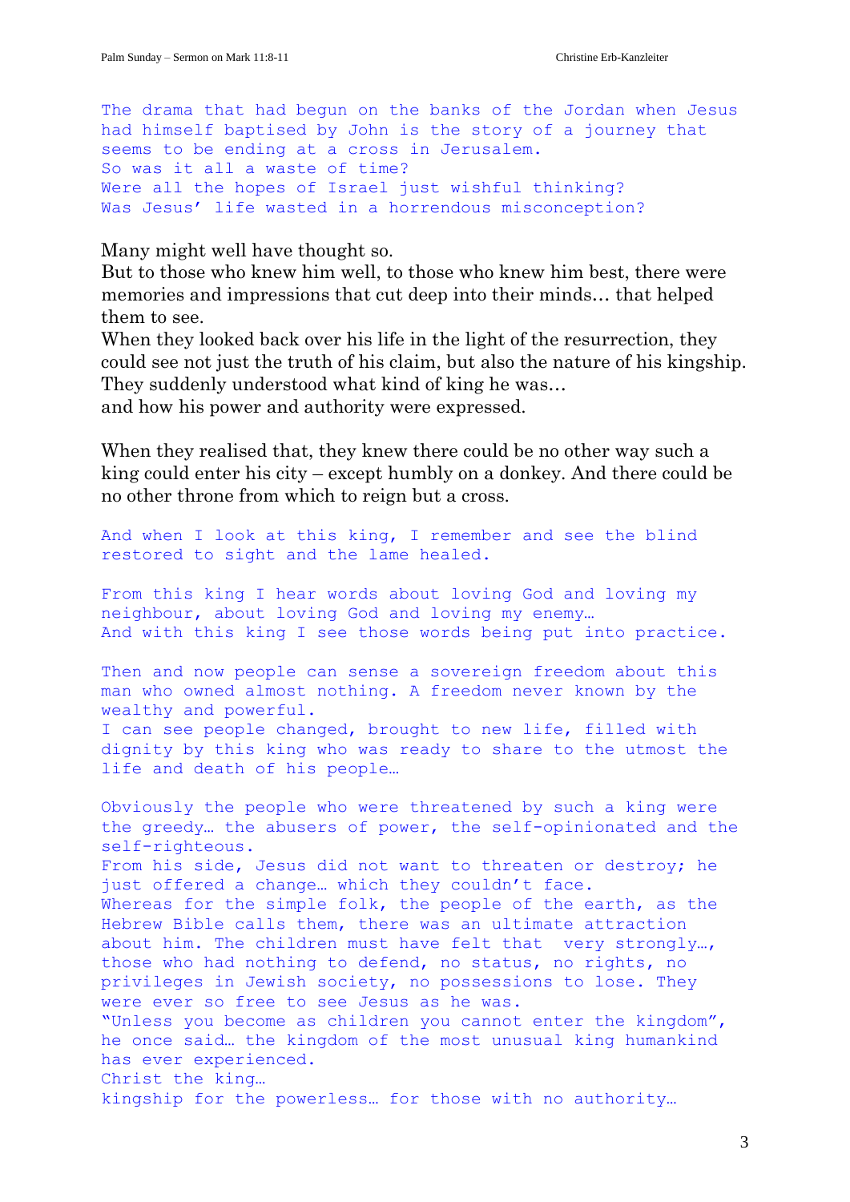The drama that had begun on the banks of the Jordan when Jesus had himself baptised by John is the story of a journey that seems to be ending at a cross in Jerusalem.
So was it all a waste of time?
Were all the hopes of Israel just wishful thinking?
Was Jesus' life wasted in a horrendous misconception?

Many might well have thought so.
But to those who knew him well, to those who knew him best, there were memories and impressions that cut deep into their minds… that helped them to see.
When they looked back over his life in the light of the resurrection, they could see not just the truth of his claim, but also the nature of his kingship. They suddenly understood what kind of king he was…
and how his power and authority were expressed.

When they realised that, they knew there could be no other way such a king could enter his city – except humbly on a donkey. And there could be no other throne from which to reign but a cross.

And when I look at this king, I remember and see the blind restored to sight and the lame healed.

From this king I hear words about loving God and loving my neighbour, about loving God and loving my enemy…
And with this king I see those words being put into practice.

Then and now people can sense a sovereign freedom about this man who owned almost nothing. A freedom never known by the wealthy and powerful.
I can see people changed, brought to new life, filled with dignity by this king who was ready to share to the utmost the life and death of his people…

Obviously the people who were threatened by such a king were the greedy… the abusers of power, the self-opinionated and the self-righteous.
From his side, Jesus did not want to threaten or destroy; he just offered a change… which they couldn't face.
Whereas for the simple folk, the people of the earth, as the Hebrew Bible calls them, there was an ultimate attraction about him. The children must have felt that very strongly…, those who had nothing to defend, no status, no rights, no privileges in Jewish society, no possessions to lose. They were ever so free to see Jesus as he was.
"Unless you become as children you cannot enter the kingdom", he once said… the kingdom of the most unusual king humankind has ever experienced.
Christ the king…
kingship for the powerless… for those with no authority…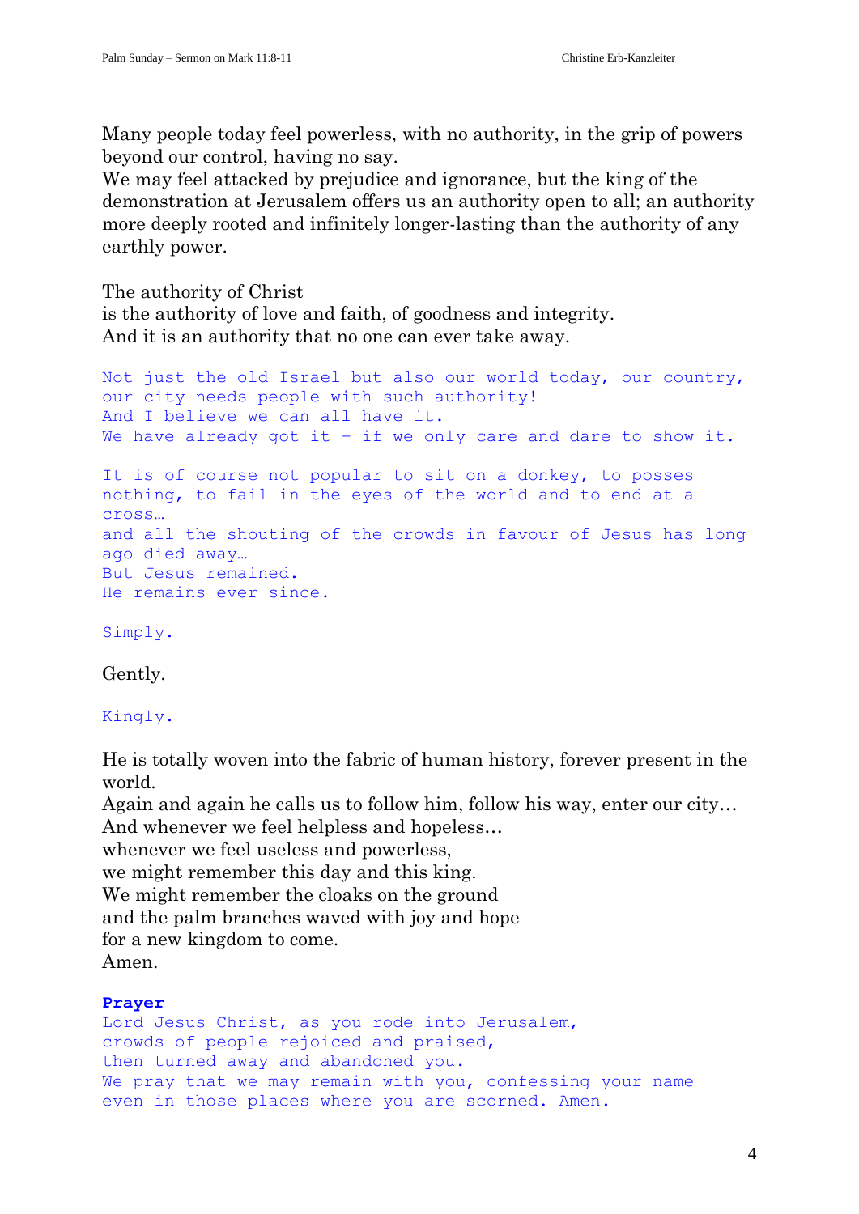Many people today feel powerless, with no authority, in the grip of powers beyond our control, having no say.
We may feel attacked by prejudice and ignorance, but the king of the demonstration at Jerusalem offers us an authority open to all; an authority more deeply rooted and infinitely longer-lasting than the authority of any earthly power.

The authority of Christ
is the authority of love and faith, of goodness and integrity.
And it is an authority that no one can ever take away.

Not just the old Israel but also our world today, our country, our city needs people with such authority!
And I believe we can all have it.
We have already got it – if we only care and dare to show it.

It is of course not popular to sit on a donkey, to posses nothing, to fail in the eyes of the world and to end at a cross…
and all the shouting of the crowds in favour of Jesus has long ago died away…
But Jesus remained.
He remains ever since.

Simply.

Gently.

Kingly.

He is totally woven into the fabric of human history, forever present in the world.
Again and again he calls us to follow him, follow his way, enter our city…
And whenever we feel helpless and hopeless…
whenever we feel useless and powerless,
we might remember this day and this king.
We might remember the cloaks on the ground
and the palm branches waved with joy and hope
for a new kingdom to come.
Amen.

**Prayer**
Lord Jesus Christ, as you rode into Jerusalem,
crowds of people rejoiced and praised,
then turned away and abandoned you.
We pray that we may remain with you, confessing your name even in those places where you are scorned. Amen.